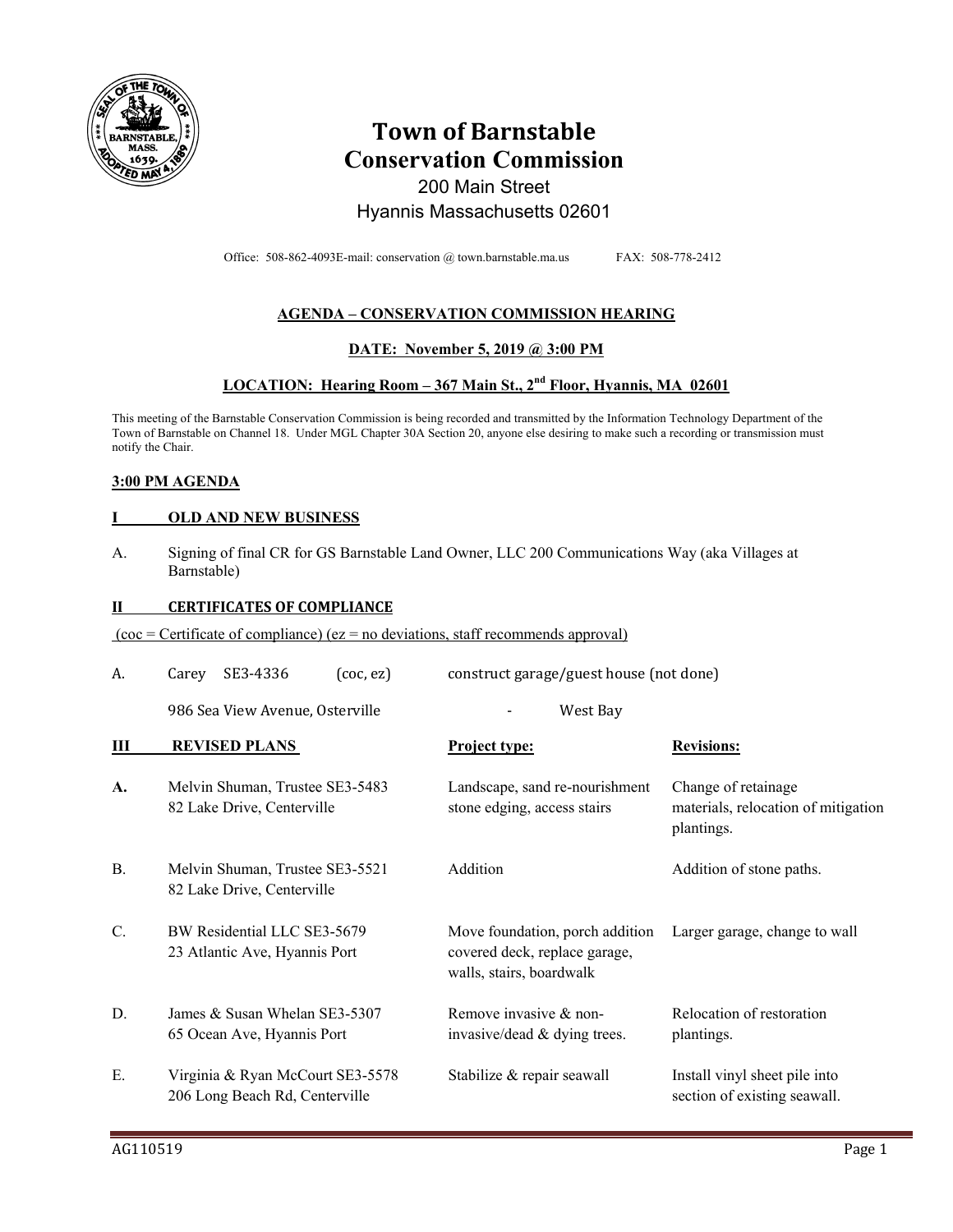# Town of Barnstable
# Conservation Commission

200 Main Street
Hyannis Massachusetts 02601

Office: 508-862-4093E-mail: conservation @ town.barnstable.ma.us FAX: 508-778-2412

## AGENDA – CONSERVATION COMMISSION HEARING

**DATE: November 5, 2019 @ 3:00 PM**

**LOCATION: Hearing Room – 367 Main St., 2nd Floor, Hyannis, MA 02601**

This meeting of the Barnstable Conservation Commission is being recorded and transmitted by the Information Technology Department of the Town of Barnstable on Channel 18. Under MGL Chapter 30A Section 20, anyone else desiring to make such a recording or transmission must notify the Chair.

### 3:00 PM AGENDA

### I OLD AND NEW BUSINESS

A. Signing of final CR for GS Barnstable Land Owner, LLC 200 Communications Way (aka Villages at Barnstable)

### II CERTIFICATES OF COMPLIANCE

(coc = Certificate of compliance) (ez = no deviations, staff recommends approval)

A. Carey SE3-4336 (coc, ez) construct garage/guest house (not done)
986 Sea View Avenue, Osterville - West Bay

### III REVISED PLANS

| | | Project type: | Revisions: |
|---|---|---|---|
| **A.** | Melvin Shuman, Trustee SE3-5483<br>82 Lake Drive, Centerville | Landscape, sand re-nourishment stone edging, access stairs | Change of retainage materials, relocation of mitigation plantings. |
| B. | Melvin Shuman, Trustee SE3-5521<br>82 Lake Drive, Centerville | Addition | Addition of stone paths. |
| C. | BW Residential LLC SE3-5679<br>23 Atlantic Ave, Hyannis Port | Move foundation, porch addition covered deck, replace garage, walls, stairs, boardwalk | Larger garage, change to wall |
| D. | James & Susan Whelan SE3-5307<br>65 Ocean Ave, Hyannis Port | Remove invasive & non-invasive/dead & dying trees. | Relocation of restoration plantings. |
| E. | Virginia & Ryan McCourt SE3-5578<br>206 Long Beach Rd, Centerville | Stabilize & repair seawall | Install vinyl sheet pile into section of existing seawall. |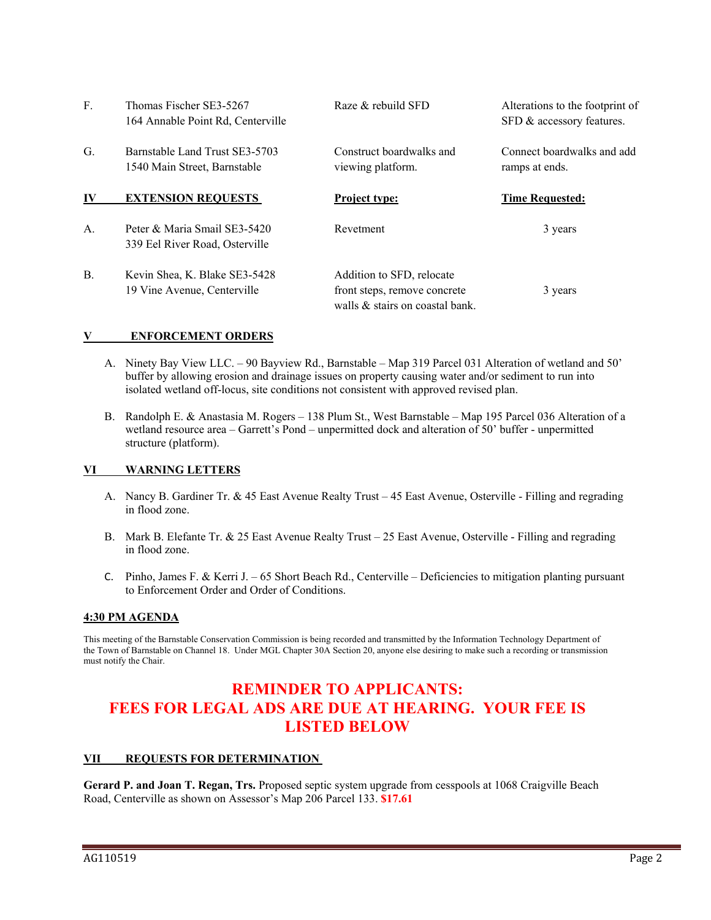| | | | |
|---|---|---|---|
| F. | Thomas Fischer SE3-5267<br>164 Annable Point Rd, Centerville | Raze & rebuild SFD | Alterations to the footprint of SFD & accessory features. |
| G. | Barnstable Land Trust SE3-5703<br>1540 Main Street, Barnstable | Construct boardwalks and viewing platform. | Connect boardwalks and add ramps at ends. |

| IV | EXTENSION REQUESTS | Project type: | Time Requested: |
|---|---|---|---|
| A. | Peter & Maria Smail SE3-5420<br>339 Eel River Road, Osterville | Revetment | 3 years |
| B. | Kevin Shea, K. Blake SE3-5428<br>19 Vine Avenue, Centerville | Addition to SFD, relocate front steps, remove concrete walls & stairs on coastal bank. | 3 years |

## V ENFORCEMENT ORDERS

A. Ninety Bay View LLC. – 90 Bayview Rd., Barnstable – Map 319 Parcel 031 Alteration of wetland and 50' buffer by allowing erosion and drainage issues on property causing water and/or sediment to run into isolated wetland off-locus, site conditions not consistent with approved revised plan.

B. Randolph E. & Anastasia M. Rogers – 138 Plum St., West Barnstable – Map 195 Parcel 036 Alteration of a wetland resource area – Garrett's Pond – unpermitted dock and alteration of 50' buffer - unpermitted structure (platform).

## VI WARNING LETTERS

A. Nancy B. Gardiner Tr. & 45 East Avenue Realty Trust – 45 East Avenue, Osterville - Filling and regrading in flood zone.

B. Mark B. Elefante Tr. & 25 East Avenue Realty Trust – 25 East Avenue, Osterville - Filling and regrading in flood zone.

C. Pinho, James F. & Kerri J. – 65 Short Beach Rd., Centerville – Deficiencies to mitigation planting pursuant to Enforcement Order and Order of Conditions.

## 4:30 PM AGENDA

This meeting of the Barnstable Conservation Commission is being recorded and transmitted by the Information Technology Department of the Town of Barnstable on Channel 18. Under MGL Chapter 30A Section 20, anyone else desiring to make such a recording or transmission must notify the Chair.

**REMINDER TO APPLICANTS:**
**FEES FOR LEGAL ADS ARE DUE AT HEARING. YOUR FEE IS LISTED BELOW**

## VII REQUESTS FOR DETERMINATION

**Gerard P. and Joan T. Regan, Trs.** Proposed septic system upgrade from cesspools at 1068 Craigville Beach Road, Centerville as shown on Assessor's Map 206 Parcel 133. **$17.61**

AG110519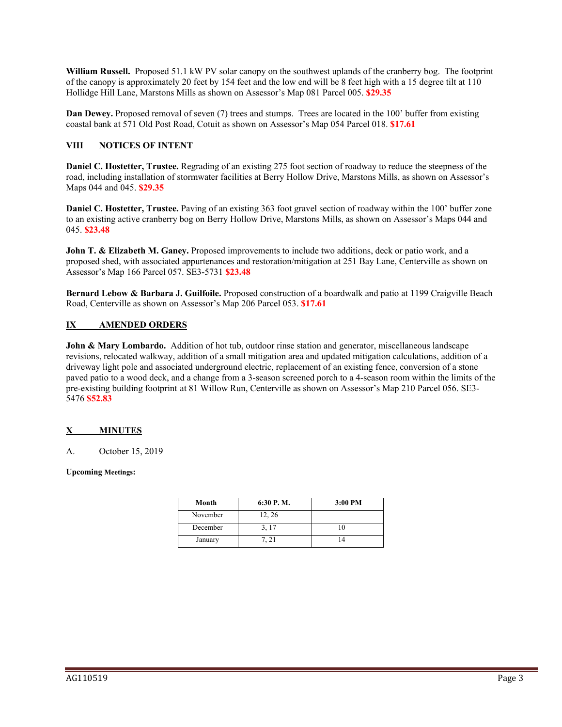**William Russell.** Proposed 51.1 kW PV solar canopy on the southwest uplands of the cranberry bog. The footprint of the canopy is approximately 20 feet by 154 feet and the low end will be 8 feet high with a 15 degree tilt at 110 Hollidge Hill Lane, Marstons Mills as shown on Assessor's Map 081 Parcel 005. **$29.35**

**Dan Dewey.** Proposed removal of seven (7) trees and stumps. Trees are located in the 100' buffer from existing coastal bank at 571 Old Post Road, Cotuit as shown on Assessor's Map 054 Parcel 018. **$17.61**

## VIII NOTICES OF INTENT

**Daniel C. Hostetter, Trustee.** Regrading of an existing 275 foot section of roadway to reduce the steepness of the road, including installation of stormwater facilities at Berry Hollow Drive, Marstons Mills, as shown on Assessor's Maps 044 and 045. **$29.35**

**Daniel C. Hostetter, Trustee.** Paving of an existing 363 foot gravel section of roadway within the 100' buffer zone to an existing active cranberry bog on Berry Hollow Drive, Marstons Mills, as shown on Assessor's Maps 044 and 045. **$23.48**

**John T. & Elizabeth M. Ganey.** Proposed improvements to include two additions, deck or patio work, and a proposed shed, with associated appurtenances and restoration/mitigation at 251 Bay Lane, Centerville as shown on Assessor's Map 166 Parcel 057. SE3-5731 **$23.48**

**Bernard Lebow & Barbara J. Guilfoile.** Proposed construction of a boardwalk and patio at 1199 Craigville Beach Road, Centerville as shown on Assessor's Map 206 Parcel 053. **$17.61**

## IX AMENDED ORDERS

**John & Mary Lombardo.** Addition of hot tub, outdoor rinse station and generator, miscellaneous landscape revisions, relocated walkway, addition of a small mitigation area and updated mitigation calculations, addition of a driveway light pole and associated underground electric, replacement of an existing fence, conversion of a stone paved patio to a wood deck, and a change from a 3-season screened porch to a 4-season room within the limits of the pre-existing building footprint at 81 Willow Run, Centerville as shown on Assessor's Map 210 Parcel 056. SE3-5476 **$52.83**

## X MINUTES

A. October 15, 2019

**Upcoming Meetings:**

| Month | 6:30 P. M. | 3:00 PM |
|---|---|---|
| November | 12, 26 | |
| December | 3, 17 | 10 |
| January | 7, 21 | 14 |